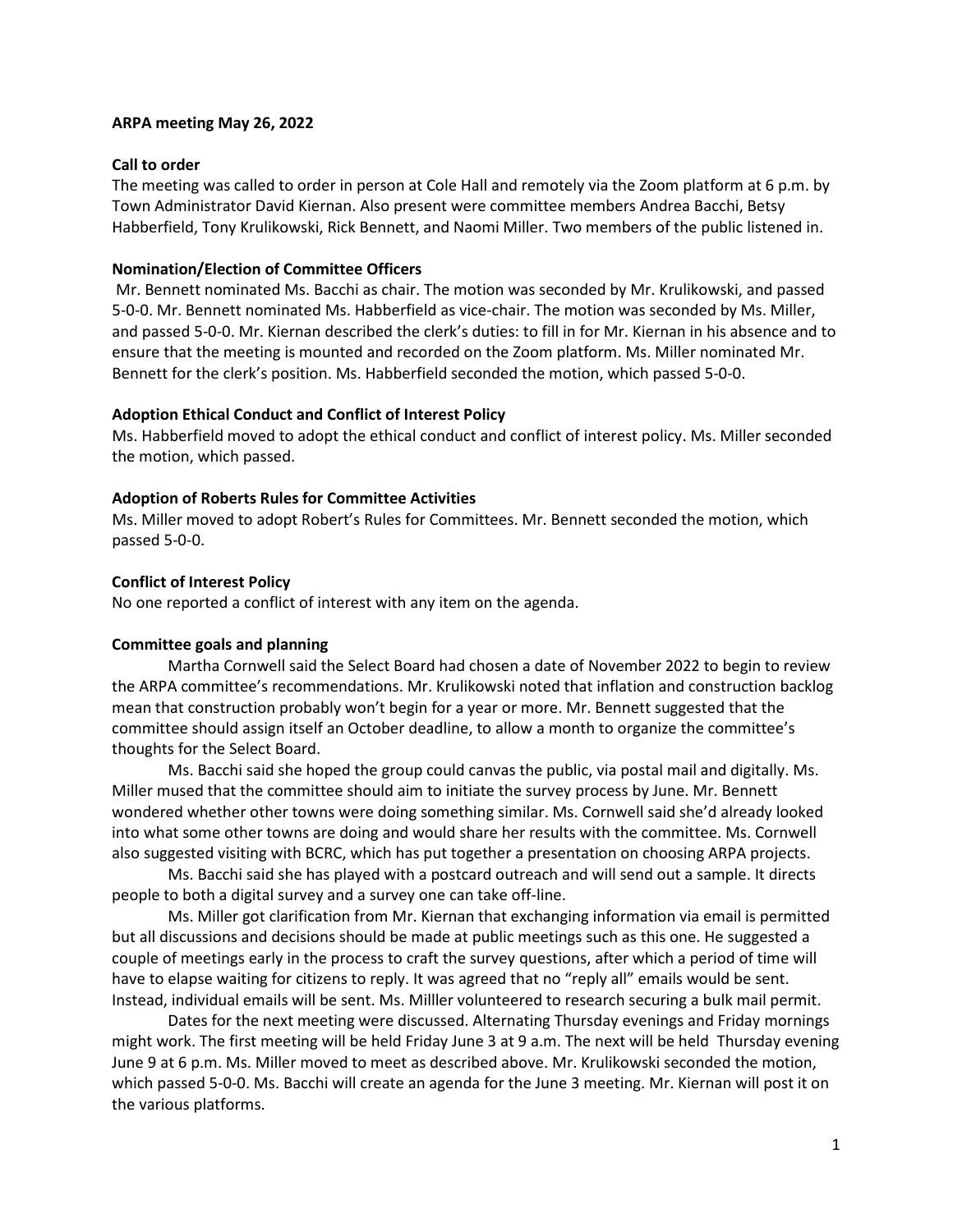**ARPA meeting May 26, 2022**

**Call to order**

The meeting was called to order in person at Cole Hall and remotely via the Zoom platform at 6 p.m. by Town Administrator David Kiernan. Also present were committee members Andrea Bacchi, Betsy Habberfield, Tony Krulikowski, Rick Bennett, and Naomi Miller. Two members of the public listened in.

**Nomination/Election of Committee Officers**

Mr. Bennett nominated Ms. Bacchi as chair. The motion was seconded by Mr. Krulikowski, and passed 5-0-0. Mr. Bennett nominated Ms. Habberfield as vice-chair. The motion was seconded by Ms. Miller, and passed 5-0-0. Mr. Kiernan described the clerk's duties: to fill in for Mr. Kiernan in his absence and to ensure that the meeting is mounted and recorded on the Zoom platform. Ms. Miller nominated Mr. Bennett for the clerk's position. Ms. Habberfield seconded the motion, which passed 5-0-0.

**Adoption Ethical Conduct and Conflict of Interest Policy**

Ms. Habberfield moved to adopt the ethical conduct and conflict of interest policy. Ms. Miller seconded the motion, which passed.

**Adoption of Roberts Rules for Committee Activities**

Ms. Miller moved to adopt Robert's Rules for Committees. Mr. Bennett seconded the motion, which passed 5-0-0.

**Conflict of Interest Policy**

No one reported a conflict of interest with any item on the agenda.

**Committee goals and planning**

Martha Cornwell said the Select Board had chosen a date of November 2022 to begin to review the ARPA committee's recommendations. Mr. Krulikowski noted that inflation and construction backlog mean that construction probably won't begin for a year or more. Mr. Bennett suggested that the committee should assign itself an October deadline, to allow a month to organize the committee's thoughts for the Select Board.

Ms. Bacchi said she hoped the group could canvas the public, via postal mail and digitally. Ms. Miller mused that the committee should aim to initiate the survey process by June. Mr. Bennett wondered whether other towns were doing something similar. Ms. Cornwell said she'd already looked into what some other towns are doing and would share her results with the committee. Ms. Cornwell also suggested visiting with BCRC, which has put together a presentation on choosing ARPA projects.

Ms. Bacchi said she has played with a postcard outreach and will send out a sample. It directs people to both a digital survey and a survey one can take off-line.

Ms. Miller got clarification from Mr. Kiernan that exchanging information via email is permitted but all discussions and decisions should be made at public meetings such as this one. He suggested a couple of meetings early in the process to craft the survey questions, after which a period of time will have to elapse waiting for citizens to reply. It was agreed that no "reply all" emails would be sent. Instead, individual emails will be sent. Ms. Milller volunteered to research securing a bulk mail permit.

Dates for the next meeting were discussed. Alternating Thursday evenings and Friday mornings might work. The first meeting will be held Friday June 3 at 9 a.m. The next will be held Thursday evening June 9 at 6 p.m. Ms. Miller moved to meet as described above. Mr. Krulikowski seconded the motion, which passed 5-0-0. Ms. Bacchi will create an agenda for the June 3 meeting. Mr. Kiernan will post it on the various platforms.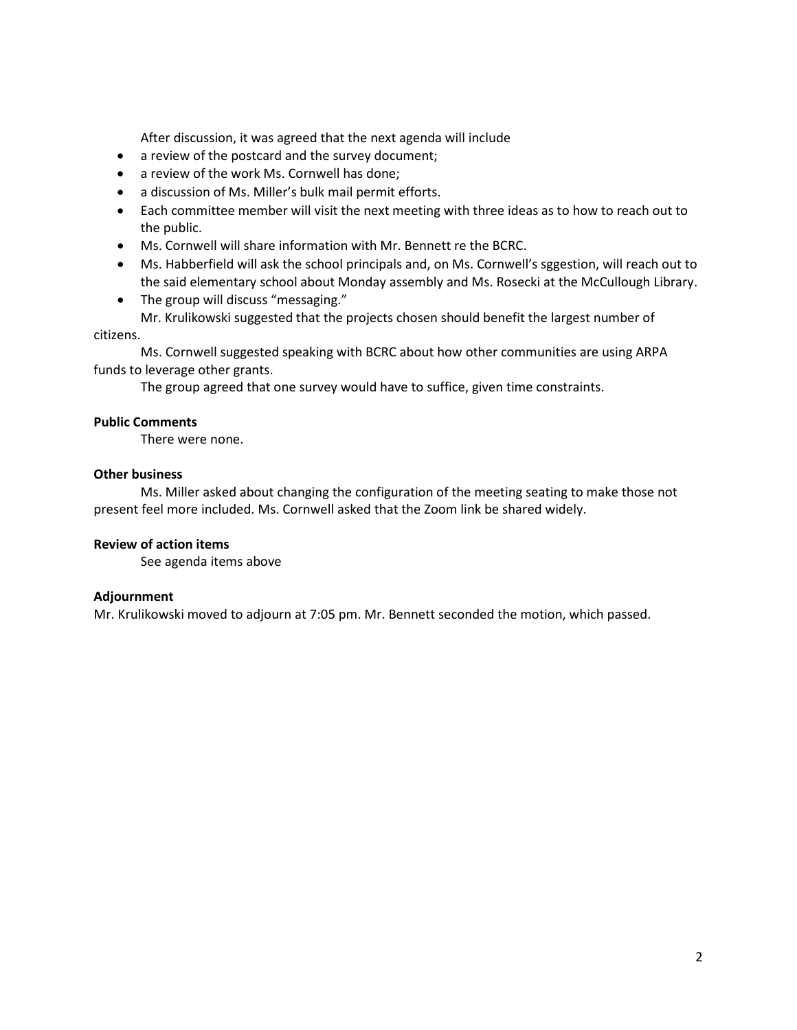After discussion, it was agreed that the next agenda will include

- a review of the postcard and the survey document;
- a review of the work Ms. Cornwell has done;
- a discussion of Ms. Miller's bulk mail permit efforts.
- Each committee member will visit the next meeting with three ideas as to how to reach out to the public.
- Ms. Cornwell will share information with Mr. Bennett re the BCRC.
- Ms. Habberfield will ask the school principals and, on Ms. Cornwell's sggestion, will reach out to the said elementary school about Monday assembly and Ms. Rosecki at the McCullough Library.
- The group will discuss "messaging."

Mr. Krulikowski suggested that the projects chosen should benefit the largest number of citizens.

Ms. Cornwell suggested speaking with BCRC about how other communities are using ARPA funds to leverage other grants.

The group agreed that one survey would have to suffice, given time constraints.

**Public Comments**

There were none.

**Other business**

Ms. Miller asked about changing the configuration of the meeting seating to make those not present feel more included. Ms. Cornwell asked that the Zoom link be shared widely.

**Review of action items**

See agenda items above

**Adjournment**

Mr. Krulikowski moved to adjourn at 7:05 pm. Mr. Bennett seconded the motion, which passed.